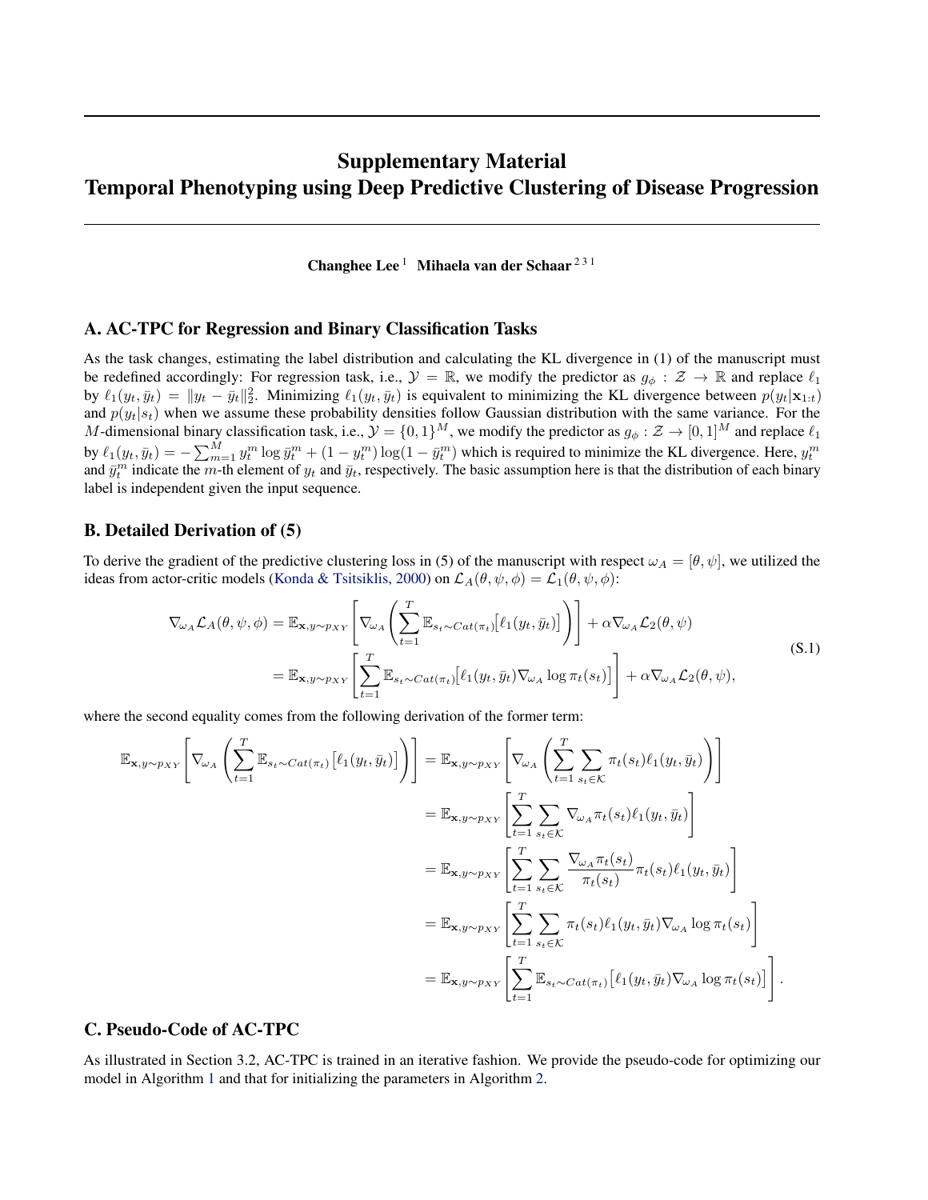# Supplementary Material
# Temporal Phenotyping using Deep Predictive Clustering of Disease Progression

**Changhee Lee** [1] **Mihaela van der Schaar** [2 3 1]

## A. AC-TPC for Regression and Binary Classification Tasks

As the task changes, estimating the label distribution and calculating the KL divergence in (1) of the manuscript must be redefined accordingly: For regression task, i.e., $\mathcal{Y} = \mathbb{R}$, we modify the predictor as $g_\phi : \mathcal{Z} \to \mathbb{R}$ and replace $\ell_1$ by $\ell_1(y_t, \bar{y}_t) = \|y_t - \bar{y}_t\|_2^2$. Minimizing $\ell_1(y_t, \bar{y}_t)$ is equivalent to minimizing the KL divergence between $p(y_t|\mathbf{x}_{1:t})$ and $p(y_t|s_t)$ when we assume these probability densities follow Gaussian distribution with the same variance. For the $M$-dimensional binary classification task, i.e., $\mathcal{Y} = \{0, 1\}^M$, we modify the predictor as $g_\phi : \mathcal{Z} \to [0, 1]^M$ and replace $\ell_1$ by $\ell_1(y_t, \bar{y}_t) = -\sum_{m=1}^{M} y_t^m \log \bar{y}_t^m + (1 - y_t^m) \log(1 - \bar{y}_t^m)$ which is required to minimize the KL divergence. Here, $y_t^m$ and $\bar{y}_t^m$ indicate the $m$-th element of $y_t$ and $\bar{y}_t$, respectively. The basic assumption here is that the distribution of each binary label is independent given the input sequence.

## B. Detailed Derivation of (5)

To derive the gradient of the predictive clustering loss in (5) of the manuscript with respect $\omega_A = [\theta, \psi]$, we utilized the ideas from actor-critic models (Konda & Tsitsiklis, 2000) on $\mathcal{L}_A(\theta, \psi, \phi) = \mathcal{L}_1(\theta, \psi, \phi)$:

$$
\begin{aligned}
\nabla_{\omega_A} \mathcal{L}_A(\theta, \psi, \phi) &= \mathbb{E}_{\mathbf{x}, y \sim p_{XY}} \left[ \nabla_{\omega_A} \left( \sum_{t=1}^{T} \mathbb{E}_{s_t \sim Cat(\pi_t)} \big[ \ell_1(y_t, \bar{y}_t) \big] \right) \right] + \alpha \nabla_{\omega_A} \mathcal{L}_2(\theta, \psi) \\
&= \mathbb{E}_{\mathbf{x}, y \sim p_{XY}} \left[ \sum_{t=1}^{T} \mathbb{E}_{s_t \sim Cat(\pi_t)} \big[ \ell_1(y_t, \bar{y}_t) \nabla_{\omega_A} \log \pi_t(s_t) \big] \right] + \alpha \nabla_{\omega_A} \mathcal{L}_2(\theta, \psi),
\end{aligned}
\tag{S.1}
$$

where the second equality comes from the following derivation of the former term:

$$
\begin{aligned}
\mathbb{E}_{\mathbf{x}, y \sim p_{XY}} \left[ \nabla_{\omega_A} \left( \sum_{t=1}^{T} \mathbb{E}_{s_t \sim Cat(\pi_t)} \big[ \ell_1(y_t, \bar{y}_t) \big] \right) \right] &= \mathbb{E}_{\mathbf{x}, y \sim p_{XY}} \left[ \nabla_{\omega_A} \left( \sum_{t=1}^{T} \sum_{s_t \in \mathcal{K}} \pi_t(s_t) \ell_1(y_t, \bar{y}_t) \right) \right] \\
&= \mathbb{E}_{\mathbf{x}, y \sim p_{XY}} \left[ \sum_{t=1}^{T} \sum_{s_t \in \mathcal{K}} \nabla_{\omega_A} \pi_t(s_t) \ell_1(y_t, \bar{y}_t) \right] \\
&= \mathbb{E}_{\mathbf{x}, y \sim p_{XY}} \left[ \sum_{t=1}^{T} \sum_{s_t \in \mathcal{K}} \frac{\nabla_{\omega_A} \pi_t(s_t)}{\pi_t(s_t)} \pi_t(s_t) \ell_1(y_t, \bar{y}_t) \right] \\
&= \mathbb{E}_{\mathbf{x}, y \sim p_{XY}} \left[ \sum_{t=1}^{T} \sum_{s_t \in \mathcal{K}} \pi_t(s_t) \ell_1(y_t, \bar{y}_t) \nabla_{\omega_A} \log \pi_t(s_t) \right] \\
&= \mathbb{E}_{\mathbf{x}, y \sim p_{XY}} \left[ \sum_{t=1}^{T} \mathbb{E}_{s_t \sim Cat(\pi_t)} \big[ \ell_1(y_t, \bar{y}_t) \nabla_{\omega_A} \log \pi_t(s_t) \big] \right].
\end{aligned}
$$

## C. Pseudo-Code of AC-TPC

As illustrated in Section 3.2, AC-TPC is trained in an iterative fashion. We provide the pseudo-code for optimizing our model in Algorithm 1 and that for initializing the parameters in Algorithm 2.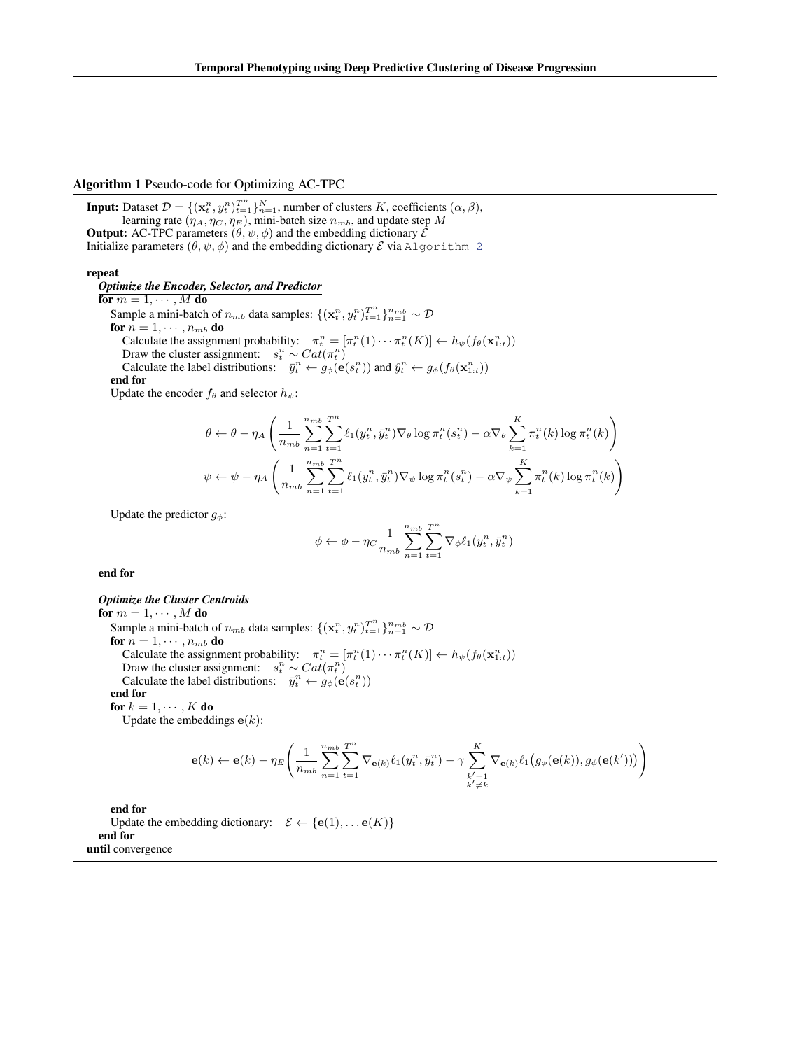**Algorithm 1** Pseudo-code for Optimizing AC-TPC

**Input:** Dataset $\mathcal{D} = \{(\mathbf{x}_t^n, y_t^n)_{t=1}^{T^n}\}_{n=1}^N$, number of clusters $K$, coefficients $(\alpha, \beta)$, learning rate $(\eta_A, \eta_C, \eta_E)$, mini-batch size $n_{mb}$, and update step $M$
**Output:** AC-TPC parameters $(\theta, \psi, \phi)$ and the embedding dictionary $\mathcal{E}$
Initialize parameters $(\theta, \psi, \phi)$ and the embedding dictionary $\mathcal{E}$ via `Algorithm 2`

**repeat**

*Optimize the Encoder, Selector, and Predictor*

**for** $m = 1, \cdots, M$ **do**
  Sample a mini-batch of $n_{mb}$ data samples: $\{(\mathbf{x}_t^n, y_t^n)_{t=1}^{T^n}\}_{n=1}^{n_{mb}} \sim \mathcal{D}$
  **for** $n = 1, \cdots, n_{mb}$ **do**
    Calculate the assignment probability: $\pi_t^n = [\pi_t^n(1) \cdots \pi_t^n(K)] \leftarrow h_\psi(f_\theta(\mathbf{x}_{1:t}^n))$
    Draw the cluster assignment: $s_t^n \sim Cat(\pi_t^n)$
    Calculate the label distributions: $\bar{y}_t^n \leftarrow g_\phi(\mathbf{e}(s_t^n))$ and $\hat{y}_t^n \leftarrow g_\phi(f_\theta(\mathbf{x}_{1:t}^n))$
  **end for**
  Update the encoder $f_\theta$ and selector $h_\psi$:

$$\theta \leftarrow \theta - \eta_A \left( \frac{1}{n_{mb}} \sum_{n=1}^{n_{mb}} \sum_{t=1}^{T^n} \ell_1(y_t^n, \bar{y}_t^n) \nabla_\theta \log \pi_t^n(s_t^n) - \alpha \nabla_\theta \sum_{k=1}^{K} \pi_t^n(k) \log \pi_t^n(k) \right)$$

$$\psi \leftarrow \psi - \eta_A \left( \frac{1}{n_{mb}} \sum_{n=1}^{n_{mb}} \sum_{t=1}^{T^n} \ell_1(y_t^n, \bar{y}_t^n) \nabla_\psi \log \pi_t^n(s_t^n) - \alpha \nabla_\psi \sum_{k=1}^{K} \pi_t^n(k) \log \pi_t^n(k) \right)$$

  Update the predictor $g_\phi$:

$$\phi \leftarrow \phi - \eta_C \frac{1}{n_{mb}} \sum_{n=1}^{n_{mb}} \sum_{t=1}^{T^n} \nabla_\phi \ell_1(y_t^n, \bar{y}_t^n)$$

**end for**

*Optimize the Cluster Centroids*

**for** $m = 1, \cdots, M$ **do**
  Sample a mini-batch of $n_{mb}$ data samples: $\{(\mathbf{x}_t^n, y_t^n)_{t=1}^{T^n}\}_{n=1}^{n_{mb}} \sim \mathcal{D}$
  **for** $n = 1, \cdots, n_{mb}$ **do**
    Calculate the assignment probability: $\pi_t^n = [\pi_t^n(1) \cdots \pi_t^n(K)] \leftarrow h_\psi(f_\theta(\mathbf{x}_{1:t}^n))$
    Draw the cluster assignment: $s_t^n \sim Cat(\pi_t^n)$
    Calculate the label distributions: $\bar{y}_t^n \leftarrow g_\phi(\mathbf{e}(s_t^n))$
  **end for**
  **for** $k = 1, \cdots, K$ **do**
    Update the embeddings $\mathbf{e}(k)$:

$$\mathbf{e}(k) \leftarrow \mathbf{e}(k) - \eta_E \left( \frac{1}{n_{mb}} \sum_{n=1}^{n_{mb}} \sum_{t=1}^{T^n} \nabla_{\mathbf{e}(k)} \ell_1(y_t^n, \bar{y}_t^n) - \gamma \sum_{\substack{k'=1 \\ k' \neq k}}^{K} \nabla_{\mathbf{e}(k)} \ell_1\big(g_\phi(\mathbf{e}(k)), g_\phi(\mathbf{e}(k'))\big) \right)$$

  **end for**
  Update the embedding dictionary: $\mathcal{E} \leftarrow \{\mathbf{e}(1), \ldots \mathbf{e}(K)\}$
**end for**
**until** convergence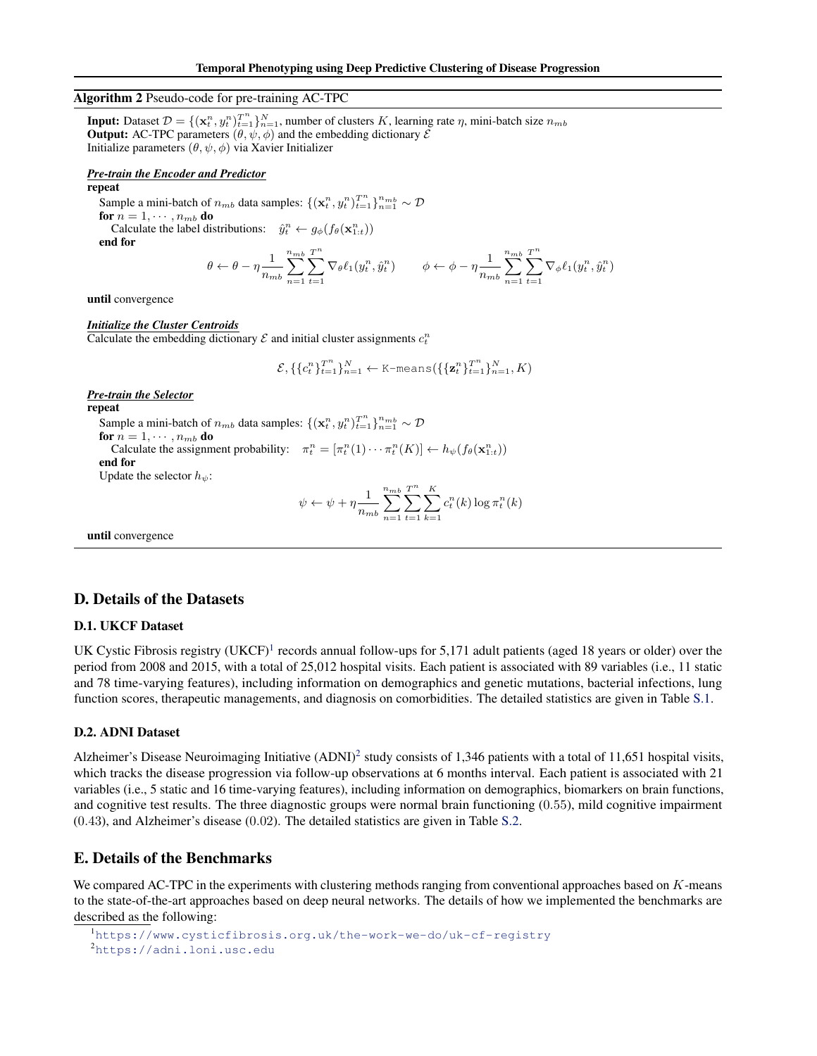**Algorithm 2** Pseudo-code for pre-training AC-TPC

**Input:** Dataset $\mathcal{D} = \{(\mathbf{x}_t^n, y_t^n)_{t=1}^{T^n}\}_{n=1}^N$, number of clusters $K$, learning rate $\eta$, mini-batch size $n_{mb}$
**Output:** AC-TPC parameters $(\theta, \psi, \phi)$ and the embedding dictionary $\mathcal{E}$
Initialize parameters $(\theta, \psi, \phi)$ via Xavier Initializer

***Pre-train the Encoder and Predictor***

**repeat**
  Sample a mini-batch of $n_{mb}$ data samples: $\{(\mathbf{x}_t^n, y_t^n)_{t=1}^{T^n}\}_{n=1}^{n_{mb}} \sim \mathcal{D}$
  **for** $n = 1, \cdots, n_{mb}$ **do**
    Calculate the label distributions: $\hat{y}_t^n \leftarrow g_\phi(f_\theta(\mathbf{x}_{1:t}^n))$
  **end for**

$$\theta \leftarrow \theta - \eta \frac{1}{n_{mb}} \sum_{n=1}^{n_{mb}} \sum_{t=1}^{T^n} \nabla_\theta \ell_1(y_t^n, \hat{y}_t^n) \qquad \phi \leftarrow \phi - \eta \frac{1}{n_{mb}} \sum_{n=1}^{n_{mb}} \sum_{t=1}^{T^n} \nabla_\phi \ell_1(y_t^n, \hat{y}_t^n)$$

**until** convergence

***Initialize the Cluster Centroids***

Calculate the embedding dictionary $\mathcal{E}$ and initial cluster assignments $c_t^n$

$$\mathcal{E}, \{\{c_t^n\}_{t=1}^{T^n}\}_{n=1}^N \leftarrow \texttt{K-means}(\{\{\mathbf{z}_t^n\}_{t=1}^{T^n}\}_{n=1}^N, K)$$

***Pre-train the Selector***

**repeat**
  Sample a mini-batch of $n_{mb}$ data samples: $\{(\mathbf{x}_t^n, y_t^n)_{t=1}^{T^n}\}_{n=1}^{n_{mb}} \sim \mathcal{D}$
  **for** $n = 1, \cdots, n_{mb}$ **do**
    Calculate the assignment probability: $\pi_t^n = [\pi_t^n(1) \cdots \pi_t^n(K)] \leftarrow h_\psi(f_\theta(\mathbf{x}_{1:t}^n))$
  **end for**
  Update the selector $h_\psi$:

$$\psi \leftarrow \psi + \eta \frac{1}{n_{mb}} \sum_{n=1}^{n_{mb}} \sum_{t=1}^{T^n} \sum_{k=1}^{K} c_t^n(k) \log \pi_t^n(k)$$

**until** convergence

## D. Details of the Datasets

### D.1. UKCF Dataset

UK Cystic Fibrosis registry (UKCF)[1] records annual follow-ups for 5,171 adult patients (aged 18 years or older) over the period from 2008 and 2015, with a total of 25,012 hospital visits. Each patient is associated with 89 variables (i.e., 11 static and 78 time-varying features), including information on demographics and genetic mutations, bacterial infections, lung function scores, therapeutic managements, and diagnosis on comorbidities. The detailed statistics are given in Table S.1.

### D.2. ADNI Dataset

Alzheimer's Disease Neuroimaging Initiative (ADNI)[2] study consists of 1,346 patients with a total of 11,651 hospital visits, which tracks the disease progression via follow-up observations at 6 months interval. Each patient is associated with 21 variables (i.e., 5 static and 16 time-varying features), including information on demographics, biomarkers on brain functions, and cognitive test results. The three diagnostic groups were normal brain functioning (0.55), mild cognitive impairment (0.43), and Alzheimer's disease (0.02). The detailed statistics are given in Table S.2.

## E. Details of the Benchmarks

We compared AC-TPC in the experiments with clustering methods ranging from conventional approaches based on $K$-means to the state-of-the-art approaches based on deep neural networks. The details of how we implemented the benchmarks are described as the following:

[1] https://www.cysticfibrosis.org.uk/the-work-we-do/uk-cf-registry
[2] https://adni.loni.usc.edu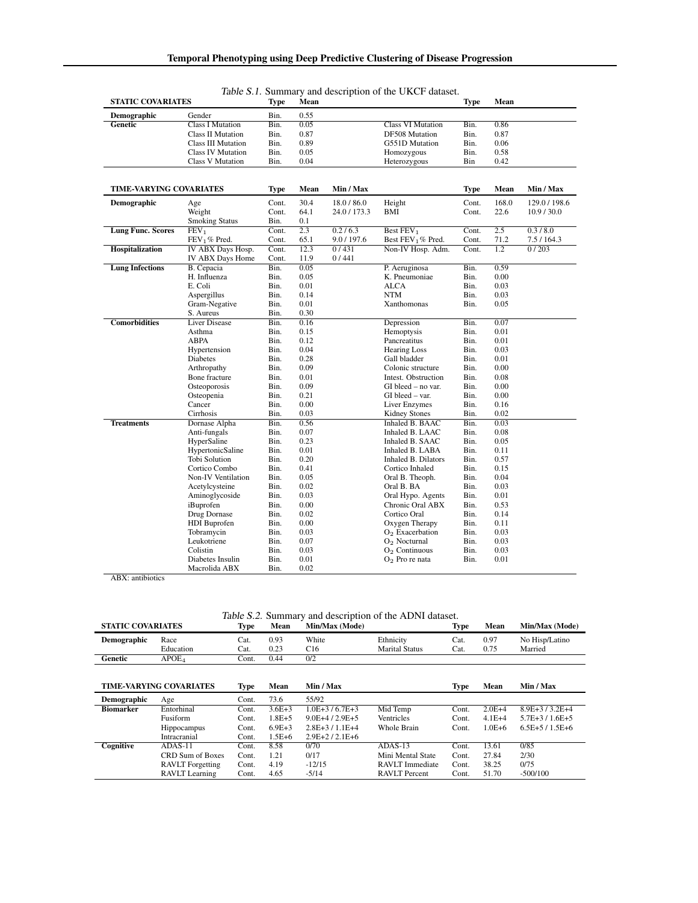*Table S.1.* Summary and description of the UKCF dataset.

| **STATIC COVARIATES** | | **Type** | **Mean** | | | **Type** | **Mean** | |
|---|---|---|---|---|---|---|---|---|
| **Demographic** | Gender | Bin. | 0.55 | | | | | |
| **Genetic** | Class I Mutation | Bin. | 0.05 | | Class VI Mutation | Bin. | 0.86 | |
| | Class II Mutation | Bin. | 0.87 | | DF508 Mutation | Bin. | 0.87 | |
| | Class III Mutation | Bin. | 0.89 | | G551D Mutation | Bin. | 0.06 | |
| | Class IV Mutation | Bin. | 0.05 | | Homozygous | Bin. | 0.58 | |
| | Class V Mutation | Bin. | 0.04 | | Heterozygous | Bin | 0.42 | |
| **TIME-VARYING COVARIATES** | | **Type** | **Mean** | **Min / Max** | | **Type** | **Mean** | **Min / Max** |
| **Demographic** | Age | Cont. | 30.4 | 18.0 / 86.0 | Height | Cont. | 168.0 | 129.0 / 198.6 |
| | Weight | Cont. | 64.1 | 24.0 / 173.3 | BMI | Cont. | 22.6 | 10.9 / 30.0 |
| | Smoking Status | Bin. | 0.1 | | | | | |
| **Lung Func. Scores** | $FEV_1$ | Cont. | 2.3 | 0.2 / 6.3 | Best $FEV_1$ | Cont. | 2.5 | 0.3 / 8.0 |
| | $FEV_1$% Pred. | Cont. | 65.1 | 9.0 / 197.6 | Best $FEV_1$% Pred. | Cont. | 71.2 | 7.5 / 164.3 |
| **Hospitalization** | IV ABX Days Hosp. | Cont. | 12.3 | 0 / 431 | Non-IV Hosp. Adm. | Cont. | 1.2 | 0 / 203 |
| | IV ABX Days Home | Cont. | 11.9 | 0 / 441 | | | | |
| **Lung Infections** | B. Cepacia | Bin. | 0.05 | | P. Aeruginosa | Bin. | 0.59 | |
| | H. Influenza | Bin. | 0.05 | | K. Pneumoniae | Bin. | 0.00 | |
| | E. Coli | Bin. | 0.01 | | ALCA | Bin. | 0.03 | |
| | Aspergillus | Bin. | 0.14 | | NTM | Bin. | 0.03 | |
| | Gram-Negative | Bin. | 0.01 | | Xanthomonas | Bin. | 0.05 | |
| | S. Aureus | Bin. | 0.30 | | | | | |
| **Comorbidities** | Liver Disease | Bin. | 0.16 | | Depression | Bin. | 0.07 | |
| | Asthma | Bin. | 0.15 | | Hemoptysis | Bin. | 0.01 | |
| | ABPA | Bin. | 0.12 | | Pancreatitus | Bin. | 0.01 | |
| | Hypertension | Bin. | 0.04 | | Hearing Loss | Bin. | 0.03 | |
| | Diabetes | Bin. | 0.28 | | Gall bladder | Bin. | 0.01 | |
| | Arthropathy | Bin. | 0.09 | | Colonic structure | Bin. | 0.00 | |
| | Bone fracture | Bin. | 0.01 | | Intest. Obstruction | Bin. | 0.08 | |
| | Osteoporosis | Bin. | 0.09 | | GI bleed – no var. | Bin. | 0.00 | |
| | Osteopenia | Bin. | 0.21 | | GI bleed – var. | Bin. | 0.00 | |
| | Cancer | Bin. | 0.00 | | Liver Enzymes | Bin. | 0.16 | |
| | Cirrhosis | Bin. | 0.03 | | Kidney Stones | Bin. | 0.02 | |
| **Treatments** | Dornase Alpha | Bin. | 0.56 | | Inhaled B. BAAC | Bin. | 0.03 | |
| | Anti-fungals | Bin. | 0.07 | | Inhaled B. LAAC | Bin. | 0.08 | |
| | HyperSaline | Bin. | 0.23 | | Inhaled B. SAAC | Bin. | 0.05 | |
| | HypertonicSaline | Bin. | 0.01 | | Inhaled B. LABA | Bin. | 0.11 | |
| | Tobi Solution | Bin. | 0.20 | | Inhaled B. Dilators | Bin. | 0.57 | |
| | Cortico Combo | Bin. | 0.41 | | Cortico Inhaled | Bin. | 0.15 | |
| | Non-IV Ventilation | Bin. | 0.05 | | Oral B. Theoph. | Bin. | 0.04 | |
| | Acetylcysteine | Bin. | 0.02 | | Oral B. BA | Bin. | 0.03 | |
| | Aminoglycoside | Bin. | 0.03 | | Oral Hypo. Agents | Bin. | 0.01 | |
| | iBuprofen | Bin. | 0.00 | | Chronic Oral ABX | Bin. | 0.53 | |
| | Drug Dornase | Bin. | 0.02 | | Cortico Oral | Bin. | 0.14 | |
| | HDI Buprofen | Bin. | 0.00 | | Oxygen Therapy | Bin. | 0.11 | |
| | Tobramycin | Bin. | 0.03 | | $O_2$ Exacerbation | Bin. | 0.03 | |
| | Leukotriene | Bin. | 0.07 | | $O_2$ Nocturnal | Bin. | 0.03 | |
| | Colistin | Bin. | 0.03 | | $O_2$ Continuous | Bin. | 0.03 | |
| | Diabetes Insulin | Bin. | 0.01 | | $O_2$ Pro re nata | Bin. | 0.01 | |
| | Macrolida ABX | Bin. | 0.02 | | | | | |

ABX: antibiotics

*Table S.2.* Summary and description of the ADNI dataset.

| **STATIC COVARIATES** | | **Type** | **Mean** | **Min/Max (Mode)** | | **Type** | **Mean** | **Min/Max (Mode)** |
|---|---|---|---|---|---|---|---|---|
| **Demographic** | Race | Cat. | 0.93 | White | Ethnicity | Cat. | 0.97 | No Hisp/Latino |
| | Education | Cat. | 0.23 | C16 | Marital Status | Cat. | 0.75 | Married |
| **Genetic** | $APOE_4$ | Cont. | 0.44 | 0/2 | | | | |
| **TIME-VARYING COVARIATES** | | **Type** | **Mean** | **Min / Max** | | **Type** | **Mean** | **Min / Max** |
| **Demographic** | Age | Cont. | 73.6 | 55/92 | | | | |
| **Biomarker** | Entorhinal | Cont. | 3.6E+3 | 1.0E+3 / 6.7E+3 | Mid Temp | Cont. | 2.0E+4 | 8.9E+3 / 3.2E+4 |
| | Fusiform | Cont. | 1.8E+5 | 9.0E+4 / 2.9E+5 | Ventricles | Cont. | 4.1E+4 | 5.7E+3 / 1.6E+5 |
| | Hippocampus | Cont. | 6.9E+3 | 2.8E+3 / 1.1E+4 | Whole Brain | Cont. | 1.0E+6 | 6.5E+5 / 1.5E+6 |
| | Intracranial | Cont. | 1.5E+6 | 2.9E+2 / 2.1E+6 | | | | |
| **Cognitive** | ADAS-11 | Cont. | 8.58 | 0/70 | ADAS-13 | Cont. | 13.61 | 0/85 |
| | CRD Sum of Boxes | Cont. | 1.21 | 0/17 | Mini Mental State | Cont. | 27.84 | 2/30 |
| | RAVLT Forgetting | Cont. | 4.19 | -12/15 | RAVLT Immediate | Cont. | 38.25 | 0/75 |
| | RAVLT Learning | Cont. | 4.65 | -5/14 | RAVLT Percent | Cont. | 51.70 | -500/100 |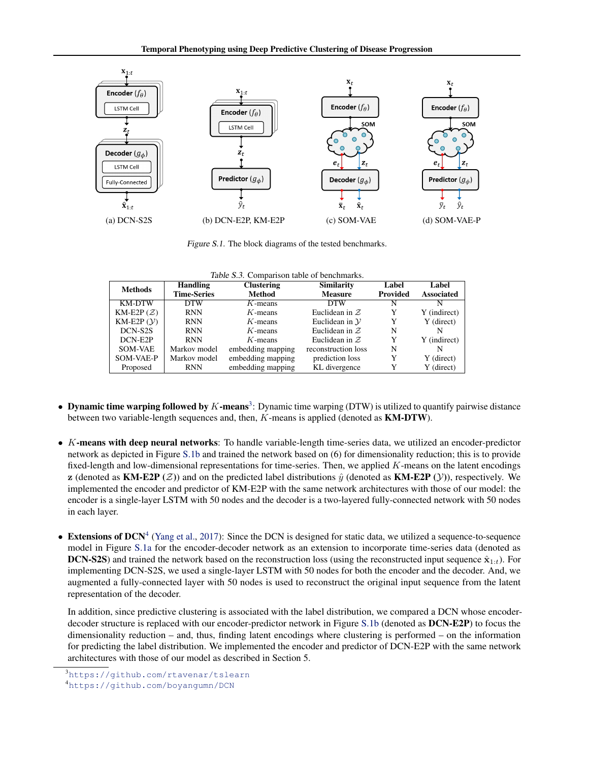(a) DCN-S2S (b) DCN-E2P, KM-E2P (c) SOM-VAE (d) SOM-VAE-P

*Figure S.1.* The block diagrams of the tested benchmarks.

*Table S.3.* Comparison table of benchmarks.

| Methods | Handling Time-Series | Clustering Method | Similarity Measure | Label Provided | Label Associated |
|---|---|---|---|---|---|
| KM-DTW | DTW | $K$-means | DTW | N | N |
| KM-E2P ($\mathcal{Z}$) | RNN | $K$-means | Euclidean in $\mathcal{Z}$ | Y | Y (indirect) |
| KM-E2P ($\mathcal{Y}$) | RNN | $K$-means | Euclidean in $\mathcal{Y}$ | Y | Y (direct) |
| DCN-S2S | RNN | $K$-means | Euclidean in $\mathcal{Z}$ | N | N |
| DCN-E2P | RNN | $K$-means | Euclidean in $\mathcal{Z}$ | Y | Y (indirect) |
| SOM-VAE | Markov model | embedding mapping | reconstruction loss | N | N |
| SOM-VAE-P | Markov model | embedding mapping | prediction loss | Y | Y (direct) |
| Proposed | RNN | embedding mapping | KL divergence | Y | Y (direct) |

- **Dynamic time warping followed by $K$-means**[3]: Dynamic time warping (DTW) is utilized to quantify pairwise distance between two variable-length sequences and, then, $K$-means is applied (denoted as **KM-DTW**).

- **$K$-means with deep neural networks**: To handle variable-length time-series data, we utilized an encoder-predictor network as depicted in Figure S.1b and trained the network based on (6) for dimensionality reduction; this is to provide fixed-length and low-dimensional representations for time-series. Then, we applied $K$-means on the latent encodings $\mathbf{z}$ (denoted as **KM-E2P ($\mathcal{Z}$)**) and on the predicted label distributions $\hat{y}$ (denoted as **KM-E2P ($\mathcal{Y}$)**), respectively. We implemented the encoder and predictor of KM-E2P with the same network architectures with those of our model: the encoder is a single-layer LSTM with 50 nodes and the decoder is a two-layered fully-connected network with 50 nodes in each layer.

- **Extensions of DCN**[4] (Yang et al., 2017): Since the DCN is designed for static data, we utilized a sequence-to-sequence model in Figure S.1a for the encoder-decoder network as an extension to incorporate time-series data (denoted as **DCN-S2S**) and trained the network based on the reconstruction loss (using the reconstructed input sequence $\hat{\mathbf{x}}_{1:t}$). For implementing DCN-S2S, we used a single-layer LSTM with 50 nodes for both the encoder and the decoder. And, we augmented a fully-connected layer with 50 nodes is used to reconstruct the original input sequence from the latent representation of the decoder.

  In addition, since predictive clustering is associated with the label distribution, we compared a DCN whose encoder-decoder structure is replaced with our encoder-predictor network in Figure S.1b (denoted as **DCN-E2P**) to focus the dimensionality reduction – and, thus, finding latent encodings where clustering is performed – on the information for predicting the label distribution. We implemented the encoder and predictor of DCN-E2P with the same network architectures with those of our model as described in Section 5.

[3] https://github.com/rtavenar/tslearn

[4] https://github.com/boyangumn/DCN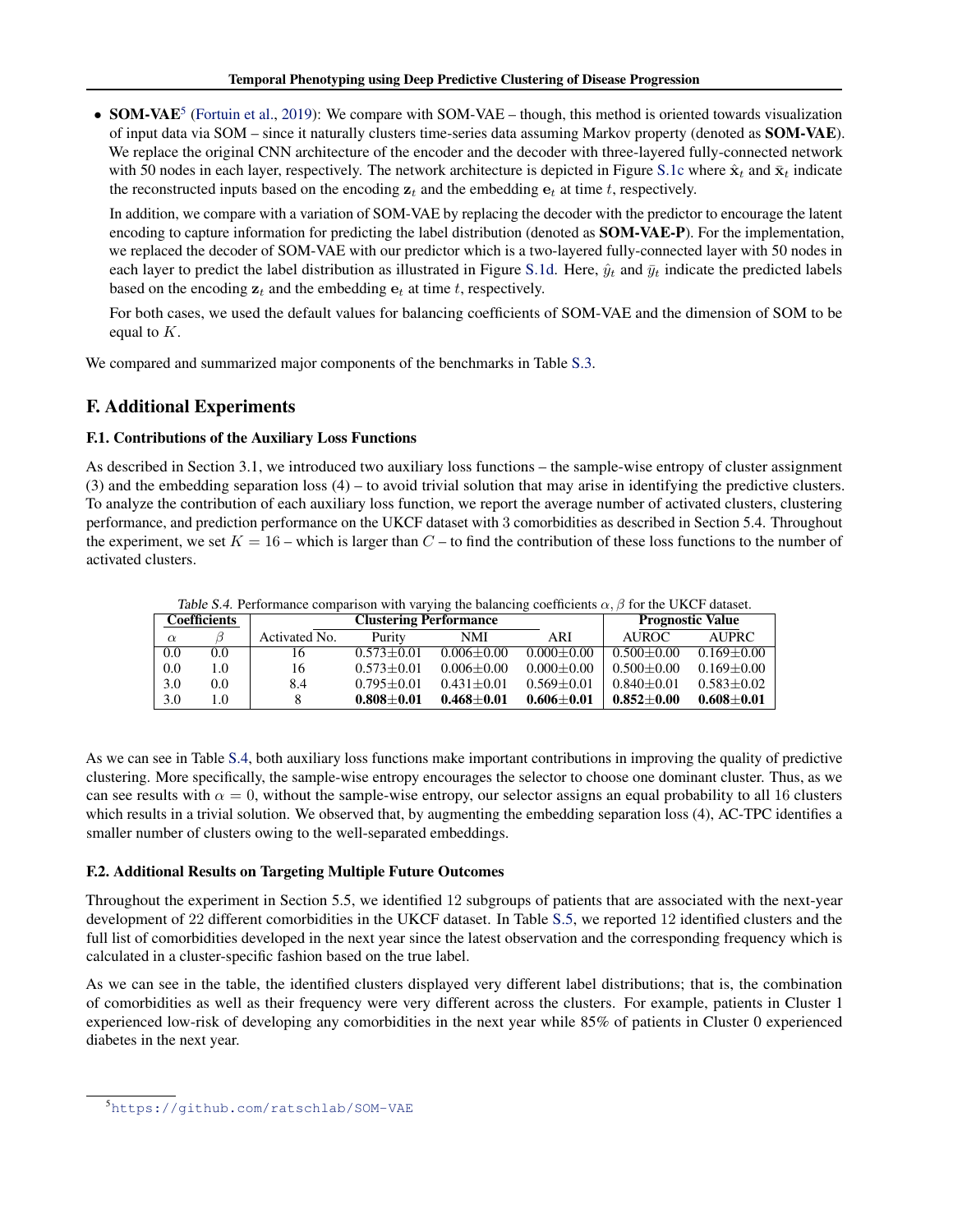- **SOM-VAE**[5] (Fortuin et al., 2019): We compare with SOM-VAE – though, this method is oriented towards visualization of input data via SOM – since it naturally clusters time-series data assuming Markov property (denoted as **SOM-VAE**). We replace the original CNN architecture of the encoder and the decoder with three-layered fully-connected network with 50 nodes in each layer, respectively. The network architecture is depicted in Figure S.1c where $\hat{\mathbf{x}}_t$ and $\bar{\mathbf{x}}_t$ indicate the reconstructed inputs based on the encoding $\mathbf{z}_t$ and the embedding $\mathbf{e}_t$ at time $t$, respectively.

  In addition, we compare with a variation of SOM-VAE by replacing the decoder with the predictor to encourage the latent encoding to capture information for predicting the label distribution (denoted as **SOM-VAE-P**). For the implementation, we replaced the decoder of SOM-VAE with our predictor which is a two-layered fully-connected layer with 50 nodes in each layer to predict the label distribution as illustrated in Figure S.1d. Here, $\hat{y}_t$ and $\bar{y}_t$ indicate the predicted labels based on the encoding $\mathbf{z}_t$ and the embedding $\mathbf{e}_t$ at time $t$, respectively.

  For both cases, we used the default values for balancing coefficients of SOM-VAE and the dimension of SOM to be equal to $K$.

We compared and summarized major components of the benchmarks in Table S.3.

## F. Additional Experiments

### F.1. Contributions of the Auxiliary Loss Functions

As described in Section 3.1, we introduced two auxiliary loss functions – the sample-wise entropy of cluster assignment (3) and the embedding separation loss (4) – to avoid trivial solution that may arise in identifying the predictive clusters. To analyze the contribution of each auxiliary loss function, we report the average number of activated clusters, clustering performance, and prediction performance on the UKCF dataset with 3 comorbidities as described in Section 5.4. Throughout the experiment, we set $K = 16$ – which is larger than $C$ – to find the contribution of these loss functions to the number of activated clusters.

*Table S.4.* Performance comparison with varying the balancing coefficients $\alpha, \beta$ for the UKCF dataset.

| Coefficients | | Clustering Performance | | | | Prognostic Value | |
|---|---|---|---|---|---|---|---|
| $\alpha$ | $\beta$ | Activated No. | Purity | NMI | ARI | AUROC | AUPRC |
| 0.0 | 0.0 | 16 | 0.573±0.01 | 0.006±0.00 | 0.000±0.00 | 0.500±0.00 | 0.169±0.00 |
| 0.0 | 1.0 | 16 | 0.573±0.01 | 0.006±0.00 | 0.000±0.00 | 0.500±0.00 | 0.169±0.00 |
| 3.0 | 0.0 | 8.4 | 0.795±0.01 | 0.431±0.01 | 0.569±0.01 | 0.840±0.01 | 0.583±0.02 |
| 3.0 | 1.0 | 8 | **0.808±0.01** | **0.468±0.01** | **0.606±0.01** | **0.852±0.00** | **0.608±0.01** |

As we can see in Table S.4, both auxiliary loss functions make important contributions in improving the quality of predictive clustering. More specifically, the sample-wise entropy encourages the selector to choose one dominant cluster. Thus, as we can see results with $\alpha = 0$, without the sample-wise entropy, our selector assigns an equal probability to all 16 clusters which results in a trivial solution. We observed that, by augmenting the embedding separation loss (4), AC-TPC identifies a smaller number of clusters owing to the well-separated embeddings.

### F.2. Additional Results on Targeting Multiple Future Outcomes

Throughout the experiment in Section 5.5, we identified 12 subgroups of patients that are associated with the next-year development of 22 different comorbidities in the UKCF dataset. In Table S.5, we reported 12 identified clusters and the full list of comorbidities developed in the next year since the latest observation and the corresponding frequency which is calculated in a cluster-specific fashion based on the true label.

As we can see in the table, the identified clusters displayed very different label distributions; that is, the combination of comorbidities as well as their frequency were very different across the clusters. For example, patients in Cluster 1 experienced low-risk of developing any comorbidities in the next year while 85% of patients in Cluster 0 experienced diabetes in the next year.

[5] https://github.com/ratschlab/SOM-VAE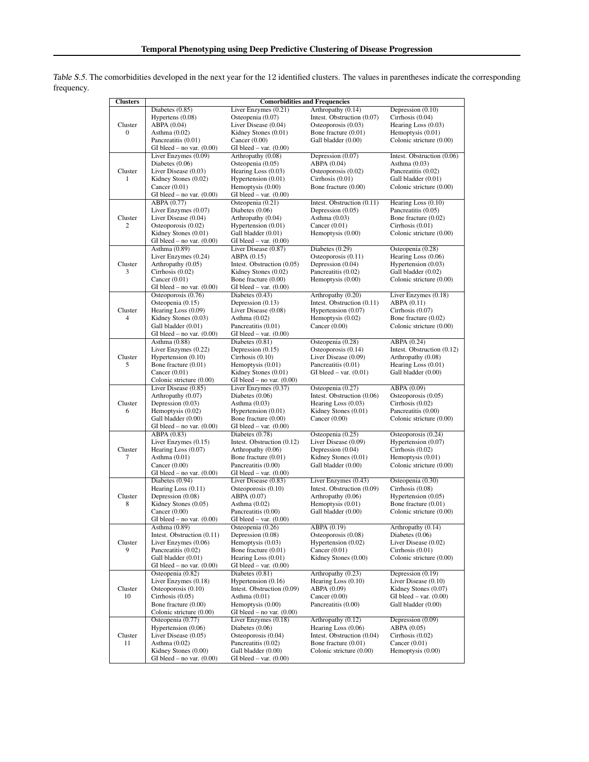*Table S.5.* The comorbidities developed in the next year for the 12 identified clusters. The values in parentheses indicate the corresponding frequency.

| Clusters | Comorbidities and Frequencies | | | |
|---|---|---|---|---|
| Cluster 0 | Diabetes (0.85) | Liver Enzymes (0.21) | Arthropathy (0.14) | Depression (0.10) |
| | Hypertens (0.08) | Osteopenia (0.07) | Intest. Obstruction (0.07) | Cirrhosis (0.04) |
| | ABPA (0.04) | Liver Disease (0.04) | Osteoporosis (0.03) | Hearing Loss (0.03) |
| | Asthma (0.02) | Kidney Stones (0.01) | Bone fracture (0.01) | Hemoptysis (0.01) |
| | Pancreatitis (0.01) | Cancer (0.00) | Gall bladder (0.00) | Colonic stricture (0.00) |
| | GI bleed – no var. (0.00) | GI bleed – var. (0.00) | | |
| Cluster 1 | Liver Enzymes (0.09) | Arthropathy (0.08) | Depression (0.07) | Intest. Obstruction (0.06) |
| | Diabetes (0.06) | Osteopenia (0.05) | ABPA (0.04) | Asthma (0.03) |
| | Liver Disease (0.03) | Hearing Loss (0.03) | Osteoporosis (0.02) | Pancreatitis (0.02) |
| | Kidney Stones (0.02) | Hypertension (0.01) | Cirrhosis (0.01) | Gall bladder (0.01) |
| | Cancer (0.01) | Hemoptysis (0.00) | Bone fracture (0.00) | Colonic stricture (0.00) |
| | GI bleed – no var. (0.00) | GI bleed – var. (0.00) | | |
| Cluster 2 | ABPA (0.77) | Osteopenia (0.21) | Intest. Obstruction (0.11) | Hearing Loss (0.10) |
| | Liver Enzymes (0.07) | Diabetes (0.06) | Depression (0.05) | Pancreatitis (0.05) |
| | Liver Disease (0.04) | Arthropathy (0.04) | Asthma (0.03) | Bone fracture (0.02) |
| | Osteoporosis (0.02) | Hypertension (0.01) | Cancer (0.01) | Cirrhosis (0.01) |
| | Kidney Stones (0.01) | Gall bladder (0.01) | Hemoptysis (0.00) | Colonic stricture (0.00) |
| | GI bleed – no var. (0.00) | GI bleed – var. (0.00) | | |
| Cluster 3 | Asthma (0.89) | Liver Disease (0.87) | Diabetes (0.29) | Osteopenia (0.28) |
| | Liver Enzymes (0.24) | ABPA (0.15) | Osteoporosis (0.11) | Hearing Loss (0.06) |
| | Arthropathy (0.05) | Intest. Obstruction (0.05) | Depression (0.04) | Hypertension (0.03) |
| | Cirrhosis (0.02) | Kidney Stones (0.02) | Pancreatitis (0.02) | Gall bladder (0.02) |
| | Cancer (0.01) | Bone fracture (0.00) | Hemoptysis (0.00) | Colonic stricture (0.00) |
| | GI bleed – no var. (0.00) | GI bleed – var. (0.00) | | |
| Cluster 4 | Osteoporosis (0.76) | Diabetes (0.43) | Arthropathy (0.20) | Liver Enzymes (0.18) |
| | Osteopenia (0.15) | Depression (0.13) | Intest. Obstruction (0.11) | ABPA (0.11) |
| | Hearing Loss (0.09) | Liver Disease (0.08) | Hypertension (0.07) | Cirrhosis (0.07) |
| | Kidney Stones (0.03) | Asthma (0.02) | Hemoptysis (0.02) | Bone fracture (0.02) |
| | Gall bladder (0.01) | Pancreatitis (0.01) | Cancer (0.00) | Colonic stricture (0.00) |
| | GI bleed – no var. (0.00) | GI bleed – var. (0.00) | | |
| Cluster 5 | Asthma (0.88) | Diabetes (0.81) | Osteopenia (0.28) | ABPA (0.24) |
| | Liver Enzymes (0.22) | Depression (0.15) | Osteoporosis (0.14) | Intest. Obstruction (0.12) |
| | Hypertension (0.10) | Cirrhosis (0.10) | Liver Disease (0.09) | Arthropathy (0.08) |
| | Bone fracture (0.01) | Hemoptysis (0.01) | Pancreatitis (0.01) | Hearing Loss (0.01) |
| | Cancer (0.01) | Kidney Stones (0.01) | GI bleed – var. (0.01) | Gall bladder (0.00) |
| | Colonic stricture (0.00) | GI bleed – no var. (0.00) | | |
| Cluster 6 | Liver Disease (0.85) | Liver Enzymes (0.37) | Osteopenia (0.27) | ABPA (0.09) |
| | Arthropathy (0.07) | Diabetes (0.06) | Intest. Obstruction (0.06) | Osteoporosis (0.05) |
| | Depression (0.03) | Asthma (0.03) | Hearing Loss (0.03) | Cirrhosis (0.02) |
| | Hemoptysis (0.02) | Hypertension (0.01) | Kidney Stones (0.01) | Pancreatitis (0.00) |
| | Gall bladder (0.00) | Bone fracture (0.00) | Cancer (0.00) | Colonic stricture (0.00) |
| | GI bleed – no var. (0.00) | GI bleed – var. (0.00) | | |
| Cluster 7 | ABPA (0.83) | Diabetes (0.78) | Osteopenia (0.25) | Osteoporosis (0.24) |
| | Liver Enzymes (0.15) | Intest. Obstruction (0.12) | Liver Disease (0.09) | Hypertension (0.07) |
| | Hearing Loss (0.07) | Arthropathy (0.06) | Depression (0.04) | Cirrhosis (0.02) |
| | Asthma (0.01) | Bone fracture (0.01) | Kidney Stones (0.01) | Hemoptysis (0.01) |
| | Cancer (0.00) | Pancreatitis (0.00) | Gall bladder (0.00) | Colonic stricture (0.00) |
| | GI bleed – no var. (0.00) | GI bleed – var. (0.00) | | |
| Cluster 8 | Diabetes (0.94) | Liver Disease (0.83) | Liver Enzymes (0.43) | Osteopenia (0.30) |
| | Hearing Loss (0.11) | Osteoporosis (0.10) | Intest. Obstruction (0.09) | Cirrhosis (0.08) |
| | Depression (0.08) | ABPA (0.07) | Arthropathy (0.06) | Hypertension (0.05) |
| | Kidney Stones (0.05) | Asthma (0.02) | Hemoptysis (0.01) | Bone fracture (0.01) |
| | Cancer (0.00) | Pancreatitis (0.00) | Gall bladder (0.00) | Colonic stricture (0.00) |
| | GI bleed – no var. (0.00) | GI bleed – var. (0.00) | | |
| Cluster 9 | Asthma (0.89) | Osteopenia (0.26) | ABPA (0.19) | Arthropathy (0.14) |
| | Intest. Obstruction (0.11) | Depression (0.08) | Osteoporosis (0.08) | Diabetes (0.06) |
| | Liver Enzymes (0.06) | Hemoptysis (0.03) | Hypertension (0.02) | Liver Disease (0.02) |
| | Pancreatitis (0.02) | Bone fracture (0.01) | Cancer (0.01) | Cirrhosis (0.01) |
| | Gall bladder (0.01) | Hearing Loss (0.01) | Kidney Stones (0.00) | Colonic stricture (0.00) |
| | GI bleed – no var. (0.00) | GI bleed – var. (0.00) | | |
| Cluster 10 | Osteopenia (0.82) | Diabetes (0.81) | Arthropathy (0.23) | Depression (0.19) |
| | Liver Enzymes (0.18) | Hypertension (0.16) | Hearing Loss (0.10) | Liver Disease (0.10) |
| | Osteoporosis (0.10) | Intest. Obstruction (0.09) | ABPA (0.09) | Kidney Stones (0.07) |
| | Cirrhosis (0.05) | Asthma (0.01) | Cancer (0.00) | GI bleed – var. (0.00) |
| | Bone fracture (0.00) | Hemoptysis (0.00) | Pancreatitis (0.00) | Gall bladder (0.00) |
| | Colonic stricture (0.00) | GI bleed – no var. (0.00) | | |
| Cluster 11 | Osteopenia (0.77) | Liver Enzymes (0.18) | Arthropathy (0.12) | Depression (0.09) |
| | Hypertension (0.06) | Diabetes (0.06) | Hearing Loss (0.06) | ABPA (0.05) |
| | Liver Disease (0.05) | Osteoporosis (0.04) | Intest. Obstruction (0.04) | Cirrhosis (0.02) |
| | Asthma (0.02) | Pancreatitis (0.02) | Bone fracture (0.01) | Cancer (0.01) |
| | Kidney Stones (0.00) | Gall bladder (0.00) | Colonic stricture (0.00) | Hemoptysis (0.00) |
| | GI bleed – no var. (0.00) | GI bleed – var. (0.00) | | |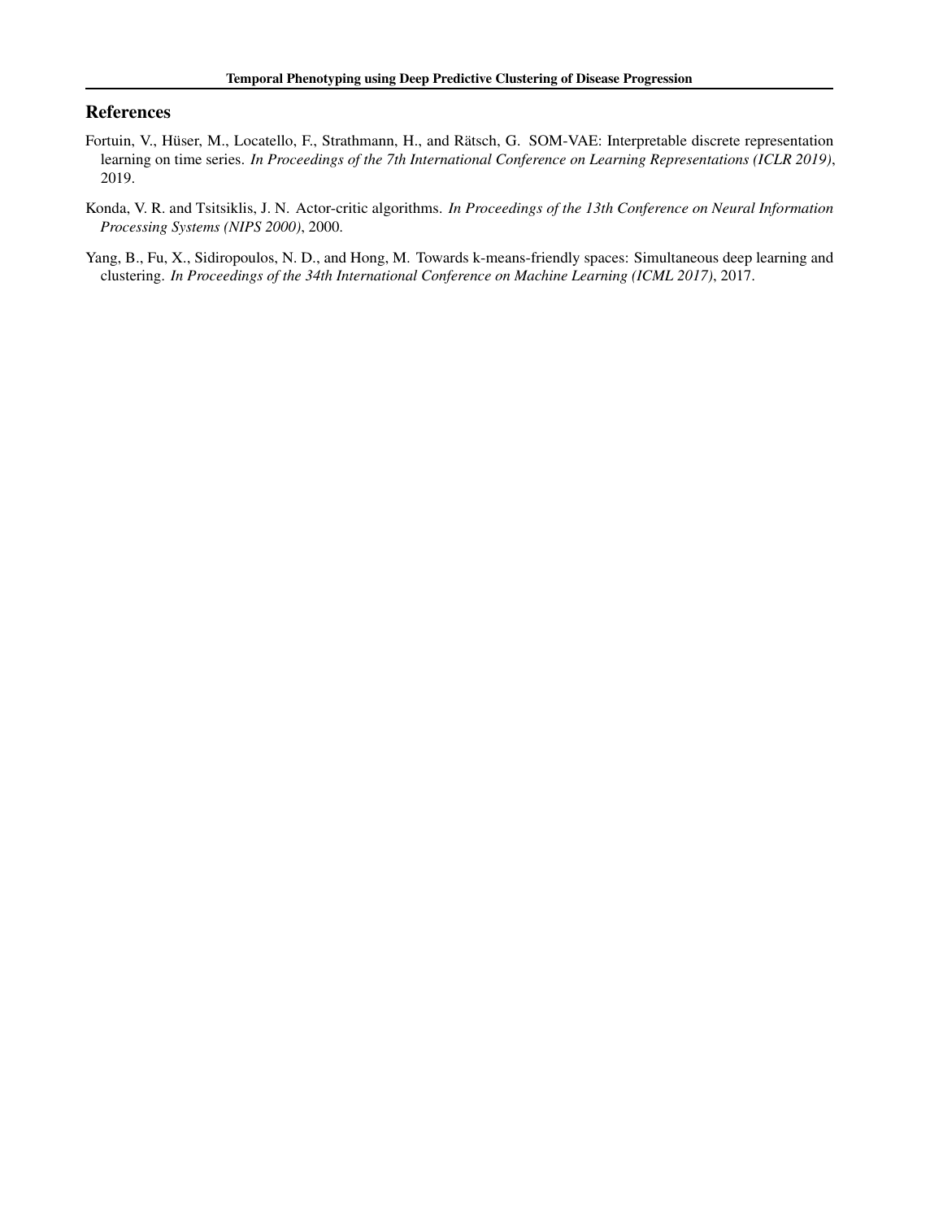## References

Fortuin, V., Hüser, M., Locatello, F., Strathmann, H., and Rätsch, G. SOM-VAE: Interpretable discrete representation learning on time series. *In Proceedings of the 7th International Conference on Learning Representations (ICLR 2019)*, 2019.

Konda, V. R. and Tsitsiklis, J. N. Actor-critic algorithms. *In Proceedings of the 13th Conference on Neural Information Processing Systems (NIPS 2000)*, 2000.

Yang, B., Fu, X., Sidiropoulos, N. D., and Hong, M. Towards k-means-friendly spaces: Simultaneous deep learning and clustering. *In Proceedings of the 34th International Conference on Machine Learning (ICML 2017)*, 2017.